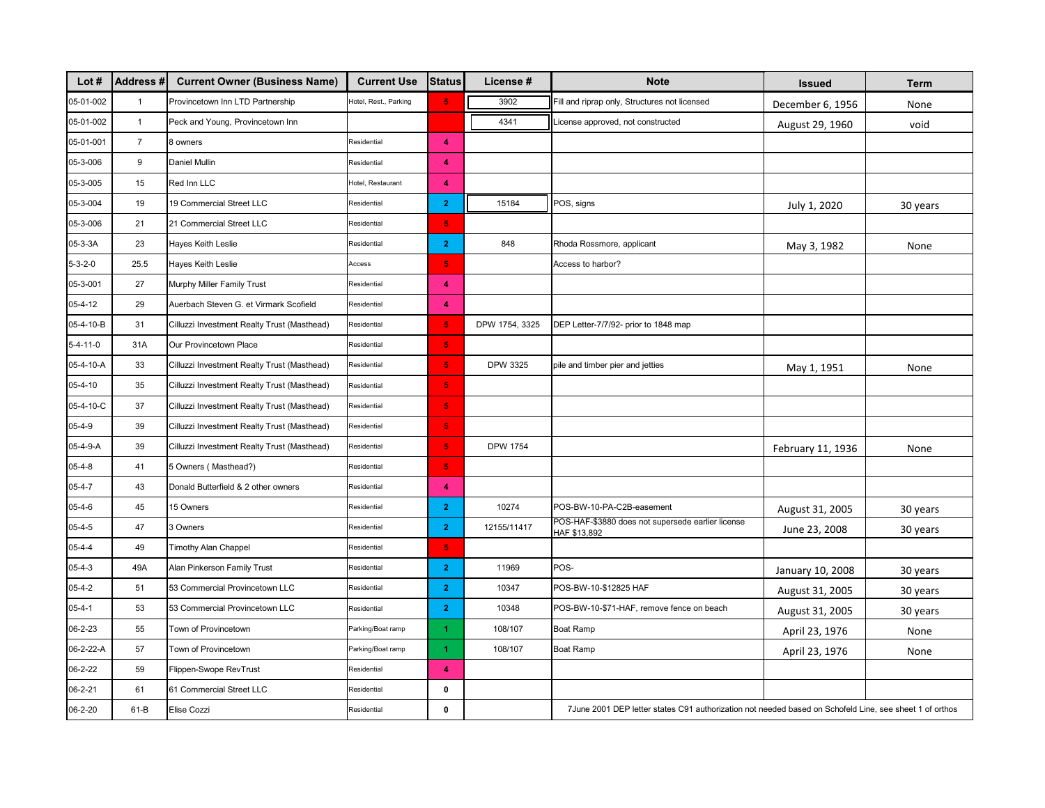| Lot # | Address # | Current Owner (Business Name) | Current Use | Status | License # | Note | Issued | Term |
|---|---|---|---|---|---|---|---|---|
| 05-01-002 | 1 | Provincetown Inn LTD Partnership | Hotel, Rest., Parking | 5 | 3902 | Fill and riprap only, Structures not licensed | December 6, 1956 | None |
| 05-01-002 | 1 | Peck and Young, Provincetown Inn | | | 4341 | License approved, not constructed | August 29, 1960 | void |
| 05-01-001 | 7 | 8 owners | Residential | 4 | | | | |
| 05-3-006 | 9 | Daniel Mullin | Residential | 4 | | | | |
| 05-3-005 | 15 | Red Inn LLC | Hotel, Restaurant | 4 | | | | |
| 05-3-004 | 19 | 19 Commercial Street LLC | Residential | 2 | 15184 | POS, signs | July 1, 2020 | 30 years |
| 05-3-006 | 21 | 21 Commercial Street LLC | Residential | 5 | | | | |
| 05-3-3A | 23 | Hayes Keith Leslie | Residential | 2 | 848 | Rhoda Rossmore, applicant | May 3, 1982 | None |
| 5-3-2-0 | 25.5 | Hayes Keith Leslie | Access | 5 | | Access to harbor? | | |
| 05-3-001 | 27 | Murphy Miller Family Trust | Residential | 4 | | | | |
| 05-4-12 | 29 | Auerbach Steven G. et Virmark Scofield | Residential | 4 | | | | |
| 05-4-10-B | 31 | Cilluzzi Investment Realty Trust (Masthead) | Residential | 5 | DPW 1754, 3325 | DEP Letter-7/7/92- prior to 1848 map | | |
| 5-4-11-0 | 31A | Our Provincetown Place | Residential | 5 | | | | |
| 05-4-10-A | 33 | Cilluzzi Investment Realty Trust (Masthead) | Residential | 5 | DPW 3325 | pile and timber pier and jetties | May 1, 1951 | None |
| 05-4-10 | 35 | Cilluzzi Investment Realty Trust (Masthead) | Residential | 5 | | | | |
| 05-4-10-C | 37 | Cilluzzi Investment Realty Trust (Masthead) | Residential | 5 | | | | |
| 05-4-9 | 39 | Cilluzzi Investment Realty Trust (Masthead) | Residential | 5 | | | | |
| 05-4-9-A | 39 | Cilluzzi Investment Realty Trust (Masthead) | Residential | 5 | DPW 1754 | | February 11, 1936 | None |
| 05-4-8 | 41 | 5 Owners ( Masthead?) | Residential | 5 | | | | |
| 05-4-7 | 43 | Donald Butterfield & 2 other owners | Residential | 4 | | | | |
| 05-4-6 | 45 | 15 Owners | Residential | 2 | 10274 | POS-BW-10-PA-C2B-easement | August 31, 2005 | 30 years |
| 05-4-5 | 47 | 3 Owners | Residential | 2 | 12155/11417 | POS-HAF-$3880 does not supersede earlier license HAF $13,892 | June 23, 2008 | 30 years |
| 05-4-4 | 49 | Timothy Alan Chappel | Residential | 5 | | | | |
| 05-4-3 | 49A | Alan Pinkerson Family Trust | Residential | 2 | 11969 | POS- | January 10, 2008 | 30 years |
| 05-4-2 | 51 | 53 Commercial Provincetown LLC | Residential | 2 | 10347 | POS-BW-10-$12825 HAF | August 31, 2005 | 30 years |
| 05-4-1 | 53 | 53 Commercial Provincetown LLC | Residential | 2 | 10348 | POS-BW-10-$71-HAF, remove fence on beach | August 31, 2005 | 30 years |
| 06-2-23 | 55 | Town of Provincetown | Parking/Boat ramp | 1 | 108/107 | Boat Ramp | April 23, 1976 | None |
| 06-2-22-A | 57 | Town of Provincetown | Parking/Boat ramp | 1 | 108/107 | Boat Ramp | April 23, 1976 | None |
| 06-2-22 | 59 | Flippen-Swope RevTrust | Residential | 4 | | | | |
| 06-2-21 | 61 | 61 Commercial Street LLC | Residential | 0 | | | | |
| 06-2-20 | 61-B | Elise Cozzi | Residential | 0 | | 7June 2001 DEP letter states C91 authorization not needed based on Schofeld Line, see sheet 1 of orthos | | |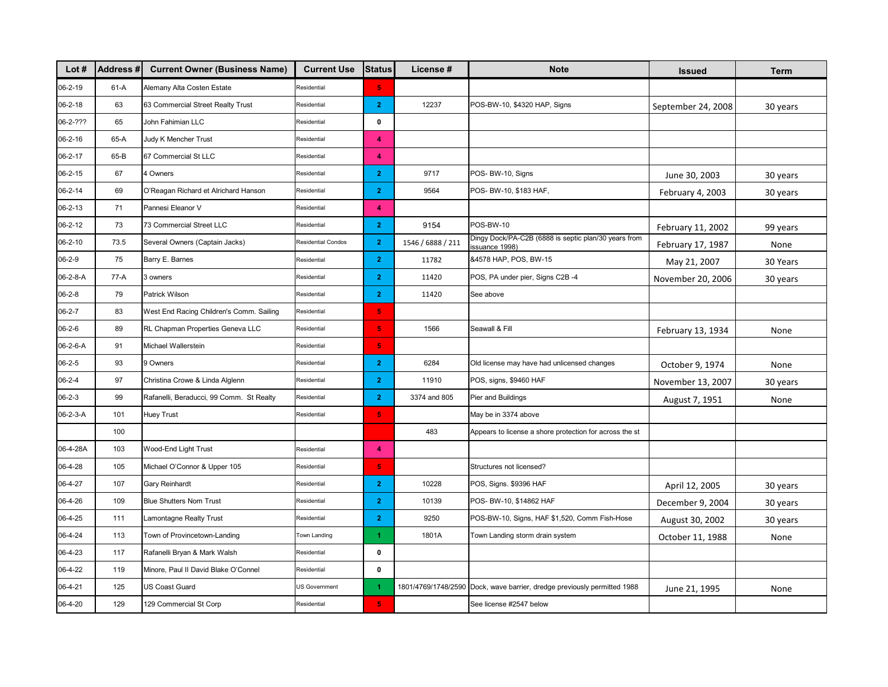| Lot # | Address # | Current Owner (Business Name) | Current Use | Status | License # | Note | Issued | Term |
|---|---|---|---|---|---|---|---|---|
| 06-2-19 | 61-A | Alemany Alta Costen Estate | Residential | 5 | | | | |
| 06-2-18 | 63 | 63 Commercial Street Realty Trust | Residential | 2 | 12237 | POS-BW-10, $4320 HAP, Signs | September 24, 2008 | 30 years |
| 06-2-??? | 65 | John Fahimian LLC | Residential | 0 | | | | |
| 06-2-16 | 65-A | Judy K Mencher Trust | Residential | 4 | | | | |
| 06-2-17 | 65-B | 67 Commercial St LLC | Residential | 4 | | | | |
| 06-2-15 | 67 | 4 Owners | Residential | 2 | 9717 | POS- BW-10, Signs | June 30, 2003 | 30 years |
| 06-2-14 | 69 | O'Reagan Richard et Alrichard Hanson | Residential | 2 | 9564 | POS- BW-10, $183 HAF, | February 4, 2003 | 30 years |
| 06-2-13 | 71 | Pannesi Eleanor V | Residential | 4 | | | | |
| 06-2-12 | 73 | 73 Commercial Street LLC | Residential | 2 | 9154 | POS-BW-10 | February 11, 2002 | 99 years |
| 06-2-10 | 73.5 | Several Owners (Captain Jacks) | Residential Condos | 2 | 1546 / 6888 / 211 | Dingy Dock/PA-C2B (6888 is septic plan/30 years from issuance 1998) | February 17, 1987 | None |
| 06-2-9 | 75 | Barry E. Barnes | Residential | 2 | 11782 | &4578 HAP, POS, BW-15 | May 21, 2007 | 30 Years |
| 06-2-8-A | 77-A | 3 owners | Residential | 2 | 11420 | POS, PA under pier, Signs C2B -4 | November 20, 2006 | 30 years |
| 06-2-8 | 79 | Patrick Wilson | Residential | 2 | 11420 | See above | | |
| 06-2-7 | 83 | West End Racing Children's Comm. Sailing | Residential | 5 | | | | |
| 06-2-6 | 89 | RL Chapman Properties Geneva LLC | Residential | 5 | 1566 | Seawall & Fill | February 13, 1934 | None |
| 06-2-6-A | 91 | Michael Wallerstein | Residential | 5 | | | | |
| 06-2-5 | 93 | 9 Owners | Residential | 2 | 6284 | Old license may have had unlicensed changes | October 9, 1974 | None |
| 06-2-4 | 97 | Christina Crowe & Linda Alglenn | Residential | 2 | 11910 | POS, signs, $9460 HAF | November 13, 2007 | 30 years |
| 06-2-3 | 99 | Rafanelli, Beraducci, 99 Comm. St Realty | Residential | 2 | 3374 and 805 | Pier and Buildings | August 7, 1951 | None |
| 06-2-3-A | 101 | Huey Trust | Residential | 5 | | May be in 3374 above | | |
| | 100 | | | | 483 | Appears to license a shore protection for across the st | | |
| 06-4-28A | 103 | Wood-End Light Trust | Residential | 4 | | | | |
| 06-4-28 | 105 | Michael O'Connor & Upper 105 | Residential | 5 | | Structures not licensed? | | |
| 06-4-27 | 107 | Gary Reinhardt | Residential | 2 | 10228 | POS, Signs. $9396 HAF | April 12, 2005 | 30 years |
| 06-4-26 | 109 | Blue Shutters Nom Trust | Residential | 2 | 10139 | POS- BW-10, $14862 HAF | December 9, 2004 | 30 years |
| 06-4-25 | 111 | Lamontagne Realty Trust | Residential | 2 | 9250 | POS-BW-10, Signs, HAF $1,520, Comm Fish-Hose | August 30, 2002 | 30 years |
| 06-4-24 | 113 | Town of Provincetown-Landing | Town Landing | 1 | 1801A | Town Landing storm drain system | October 11, 1988 | None |
| 06-4-23 | 117 | Rafanelli Bryan & Mark Walsh | Residential | 0 | | | | |
| 06-4-22 | 119 | Minore, Paul II David Blake O'Connel | Residential | 0 | | | | |
| 06-4-21 | 125 | US Coast Guard | US Government | 1 | 1801/4769/1748/2590 | Dock, wave barrier, dredge previously permitted 1988 | June 21, 1995 | None |
| 06-4-20 | 129 | 129 Commercial St Corp | Residential | 5 | | See license #2547 below | | |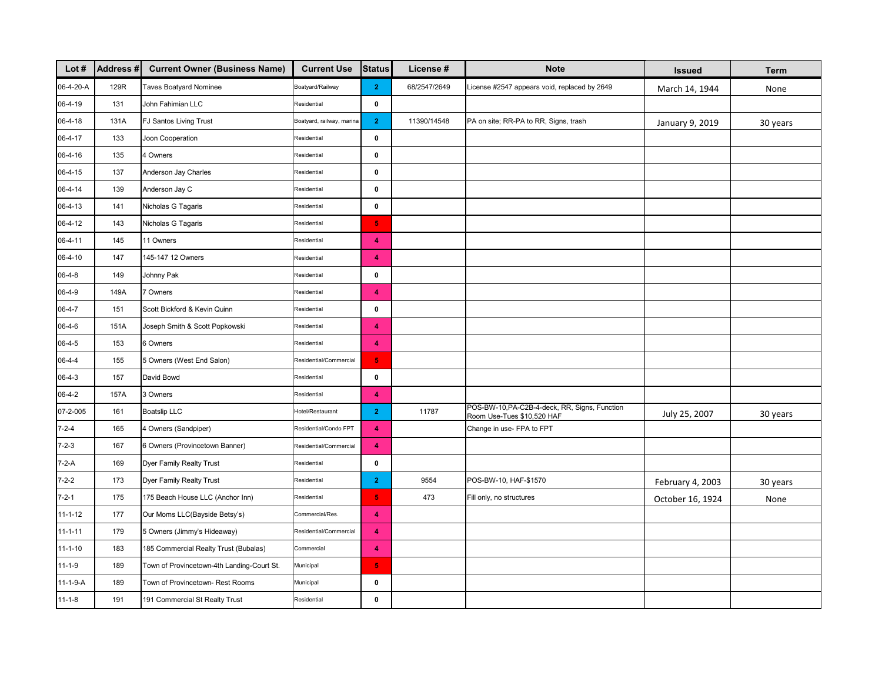| Lot # | Address # | Current Owner (Business Name) | Current Use | Status | License # | Note | Issued | Term |
|---|---|---|---|---|---|---|---|---|
| 06-4-20-A | 129R | Taves Boatyard Nominee | Boatyard/Railway | 2 | 68/2547/2649 | License #2547 appears void, replaced by 2649 | March 14, 1944 | None |
| 06-4-19 | 131 | John Fahimian LLC | Residential | 0 | | | | |
| 06-4-18 | 131A | FJ Santos Living Trust | Boatyard, railway, marina | 2 | 11390/14548 | PA on site; RR-PA to RR, Signs, trash | January 9, 2019 | 30 years |
| 06-4-17 | 133 | Joon Cooperation | Residential | 0 | | | | |
| 06-4-16 | 135 | 4 Owners | Residential | 0 | | | | |
| 06-4-15 | 137 | Anderson Jay Charles | Residential | 0 | | | | |
| 06-4-14 | 139 | Anderson Jay C | Residential | 0 | | | | |
| 06-4-13 | 141 | Nicholas G Tagaris | Residential | 0 | | | | |
| 06-4-12 | 143 | Nicholas G Tagaris | Residential | 5 | | | | |
| 06-4-11 | 145 | 11 Owners | Residential | 4 | | | | |
| 06-4-10 | 147 | 145-147 12 Owners | Residential | 4 | | | | |
| 06-4-8 | 149 | Johnny Pak | Residential | 0 | | | | |
| 06-4-9 | 149A | 7 Owners | Residential | 4 | | | | |
| 06-4-7 | 151 | Scott Bickford & Kevin Quinn | Residential | 0 | | | | |
| 06-4-6 | 151A | Joseph Smith & Scott Popkowski | Residential | 4 | | | | |
| 06-4-5 | 153 | 6 Owners | Residential | 4 | | | | |
| 06-4-4 | 155 | 5 Owners (West End Salon) | Residential/Commercial | 5 | | | | |
| 06-4-3 | 157 | David Bowd | Residential | 0 | | | | |
| 06-4-2 | 157A | 3 Owners | Residential | 4 | | | | |
| 07-2-005 | 161 | Boatslip LLC | Hotel/Restaurant | 2 | 11787 | POS-BW-10,PA-C2B-4-deck, RR, Signs, Function Room Use-Tues $10,520 HAF | July 25, 2007 | 30 years |
| 7-2-4 | 165 | 4 Owners (Sandpiper) | Residential/Condo FPT | 4 | | Change in use- FPA to FPT | | |
| 7-2-3 | 167 | 6 Owners (Provincetown Banner) | Residential/Commercial | 4 | | | | |
| 7-2-A | 169 | Dyer Family Realty Trust | Residential | 0 | | | | |
| 7-2-2 | 173 | Dyer Family Realty Trust | Residential | 2 | 9554 | POS-BW-10, HAF-$1570 | February 4, 2003 | 30 years |
| 7-2-1 | 175 | 175 Beach House LLC (Anchor Inn) | Residential | 5 | 473 | Fill only, no structures | October 16, 1924 | None |
| 11-1-12 | 177 | Our Moms LLC(Bayside Betsy's) | Commercial/Res. | 4 | | | | |
| 11-1-11 | 179 | 5 Owners (Jimmy's Hideaway) | Residential/Commercial | 4 | | | | |
| 11-1-10 | 183 | 185 Commercial Realty Trust (Bubalas) | Commercial | 4 | | | | |
| 11-1-9 | 189 | Town of Provincetown-4th Landing-Court St. | Municipal | 5 | | | | |
| 11-1-9-A | 189 | Town of Provincetown- Rest Rooms | Municipal | 0 | | | | |
| 11-1-8 | 191 | 191 Commercial St Realty Trust | Residential | 0 | | | | |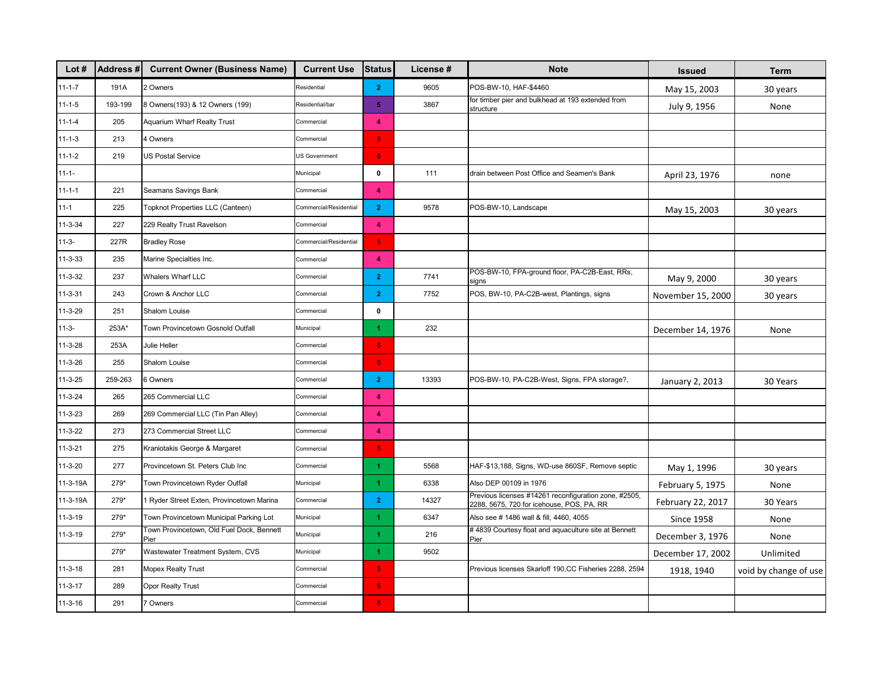| Lot # | Address # | Current Owner (Business Name) | Current Use | Status | License # | Note | Issued | Term |
|---|---|---|---|---|---|---|---|---|
| 11-1-7 | 191A | 2 Owners | Residential | 2 | 9605 | POS-BW-10, HAF-$4460 | May 15, 2003 | 30 years |
| 11-1-5 | 193-199 | 8 Owners(193) & 12 Owners (199) | Residential/bar | 5 | 3867 | for timber pier and bulkhead at 193 extended from structure | July 9, 1956 | None |
| 11-1-4 | 205 | Aquarium Wharf Realty Trust | Commercial | 4 | | | | |
| 11-1-3 | 213 | 4 Owners | Commercial | 5 | | | | |
| 11-1-2 | 219 | US Postal Service | US Government | 5 | | | | |
| 11-1- | | | Municipal | 0 | 111 | drain between Post Office and Seamen's Bank | April 23, 1976 | none |
| 11-1-1 | 221 | Seamans Savings Bank | Commercial | 4 | | | | |
| 11-1 | 225 | Topknot Properties LLC (Canteen) | Commercial/Residential | 2 | 9578 | POS-BW-10, Landscape | May 15, 2003 | 30 years |
| 11-3-34 | 227 | 229 Realty Trust Ravelson | Commercial | 4 | | | | |
| 11-3- | 227R | Bradley Rose | Commercial/Residential | 5 | | | | |
| 11-3-33 | 235 | Marine Specialties Inc. | Commercial | 4 | | | | |
| 11-3-32 | 237 | Whalers Wharf LLC | Commercial | 2 | 7741 | POS-BW-10, FPA-ground floor, PA-C2B-East, RRs, signs | May 9, 2000 | 30 years |
| 11-3-31 | 243 | Crown & Anchor LLC | Commercial | 2 | 7752 | POS, BW-10, PA-C2B-west, Plantings, signs | November 15, 2000 | 30 years |
| 11-3-29 | 251 | Shalom Louise | Commercial | 0 | | | | |
| 11-3- | 253A* | Town Provincetown Gosnold Outfall | Municipal | 1 | 232 | | December 14, 1976 | None |
| 11-3-28 | 253A | Julie Heller | Commercial | 5 | | | | |
| 11-3-26 | 255 | Shalom Louise | Commercial | 5 | | | | |
| 11-3-25 | 259-263 | 6 Owners | Commercial | 2 | 13393 | POS-BW-10, PA-C2B-West, Signs, FPA storage?, | January 2, 2013 | 30 Years |
| 11-3-24 | 265 | 265 Commercial LLC | Commercial | 4 | | | | |
| 11-3-23 | 269 | 269 Commercial LLC (Tin Pan Alley) | Commercial | 4 | | | | |
| 11-3-22 | 273 | 273 Commercial Street LLC | Commercial | 4 | | | | |
| 11-3-21 | 275 | Kraniotakis George & Margaret | Commercial | 5 | | | | |
| 11-3-20 | 277 | Provincetown St. Peters Club Inc | Commercial | 1 | 5568 | HAF-$13,188, Signs, WD-use 860SF, Remove septic | May 1, 1996 | 30 years |
| 11-3-19A | 279* | Town Provincetown Ryder Outfall | Municipal | 1 | 6338 | Also DEP 00109 in 1976 | February 5, 1975 | None |
| 11-3-19A | 279* | 1 Ryder Street Exten, Provincetown Marina | Commercial | 2 | 14327 | Previous licenses #14261 reconfiguration zone, #2505, 2288, 5675, 720 for icehouse, POS, PA, RR | February 22, 2017 | 30 Years |
| 11-3-19 | 279* | Town Provincetown Municipal Parking Lot | Municipal | 1 | 6347 | Also see # 1486 wall & fill, 4460, 4055 | Since 1958 | None |
| 11-3-19 | 279* | Town Provincetown, Old Fuel Dock, Bennett Pier | Municipal | 1 | 216 | # 4839 Courtesy float and aquaculture site at Bennett Pier | December 3, 1976 | None |
| | 279* | Wastewater Treatment System, CVS | Municipal | 1 | 9502 | | December 17, 2002 | Unlimited |
| 11-3-18 | 281 | Mopex Realty Trust | Commercial | 5 | | Previous licenses Skarloff 190,CC Fisheries 2288, 2594 | 1918, 1940 | void by change of use |
| 11-3-17 | 289 | Opor Realty Trust | Commercial | 5 | | | | |
| 11-3-16 | 291 | 7 Owners | Commercial | 5 | | | | |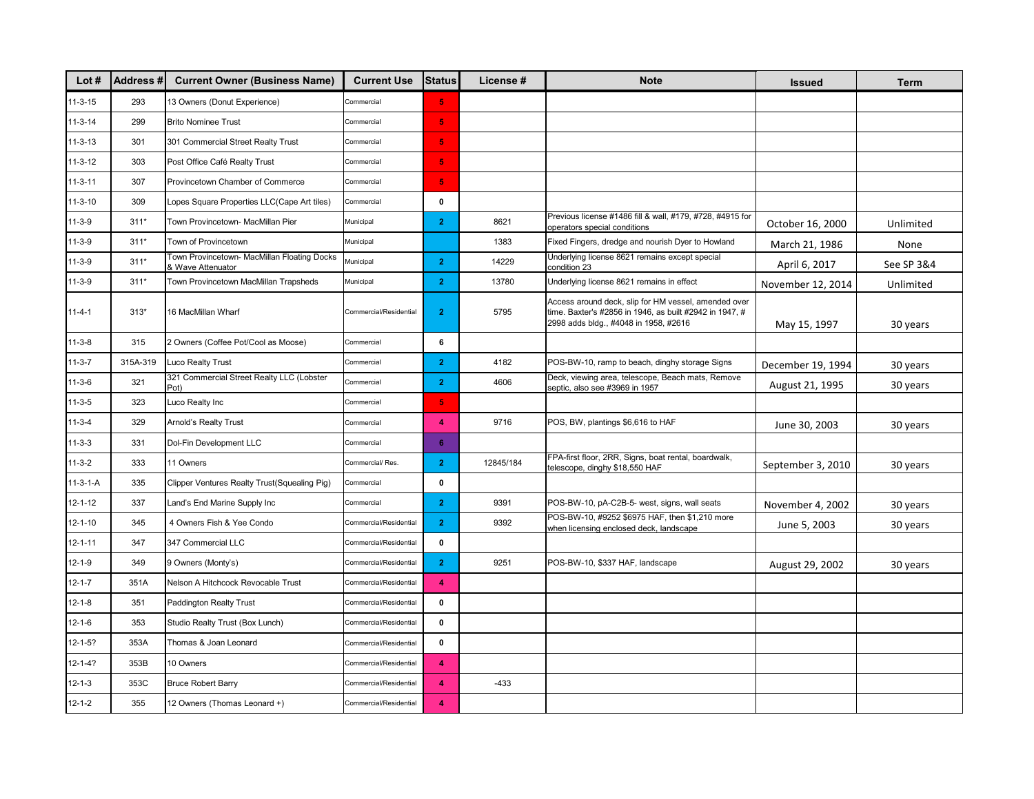| Lot # | Address # | Current Owner (Business Name) | Current Use | Status | License # | Note | Issued | Term |
|---|---|---|---|---|---|---|---|---|
| 11-3-15 | 293 | 13 Owners (Donut Experience) | Commercial | 5 | | | | |
| 11-3-14 | 299 | Brito Nominee Trust | Commercial | 5 | | | | |
| 11-3-13 | 301 | 301 Commercial Street Realty Trust | Commercial | 5 | | | | |
| 11-3-12 | 303 | Post Office Café Realty Trust | Commercial | 5 | | | | |
| 11-3-11 | 307 | Provincetown Chamber of Commerce | Commercial | 5 | | | | |
| 11-3-10 | 309 | Lopes Square Properties LLC(Cape Art tiles) | Commercial | 0 | | | | |
| 11-3-9 | 311* | Town Provincetown- MacMillan Pier | Municipal | 2 | 8621 | Previous license #1486 fill & wall, #179, #728, #4915 for operators special conditions | October 16, 2000 | Unlimited |
| 11-3-9 | 311* | Town of Provincetown | Municipal | | 1383 | Fixed Fingers, dredge and nourish Dyer to Howland | March 21, 1986 | None |
| 11-3-9 | 311* | Town Provincetown- MacMillan Floating Docks & Wave Attenuator | Municipal | 2 | 14229 | Underlying license 8621 remains except special condition 23 | April 6, 2017 | See SP 3&4 |
| 11-3-9 | 311* | Town Provincetown MacMillan Trapsheds | Municipal | 2 | 13780 | Underlying license 8621 remains in effect | November 12, 2014 | Unlimited |
| 11-4-1 | 313* | 16 MacMillan Wharf | Commercial/Residential | 2 | 5795 | Access around deck, slip for HM vessel, amended over time. Baxter's #2856 in 1946, as built #2942 in 1947, # 2998 adds bldg., #4048 in 1958, #2616 | May 15, 1997 | 30 years |
| 11-3-8 | 315 | 2 Owners (Coffee Pot/Cool as Moose) | Commercial | 6 | | | | |
| 11-3-7 | 315A-319 | Luco Realty Trust | Commercial | 2 | 4182 | POS-BW-10, ramp to beach, dinghy storage Signs | December 19, 1994 | 30 years |
| 11-3-6 | 321 | 321 Commercial Street Realty LLC (Lobster Pot) | Commercial | 2 | 4606 | Deck, viewing area, telescope, Beach mats, Remove septic, also see #3969 in 1957 | August 21, 1995 | 30 years |
| 11-3-5 | 323 | Luco Realty Inc | Commercial | 5 | | | | |
| 11-3-4 | 329 | Arnold's Realty Trust | Commercial | 4 | 9716 | POS, BW, plantings $6,616 to HAF | June 30, 2003 | 30 years |
| 11-3-3 | 331 | Dol-Fin Development LLC | Commercial | 6 | | | | |
| 11-3-2 | 333 | 11 Owners | Commercial/ Res. | 2 | 12845/184 | FPA-first floor, 2RR, Signs, boat rental, boardwalk, telescope, dinghy $18,550 HAF | September 3, 2010 | 30 years |
| 11-3-1-A | 335 | Clipper Ventures Realty Trust(Squealing Pig) | Commercial | 0 | | | | |
| 12-1-12 | 337 | Land's End Marine Supply Inc | Commercial | 2 | 9391 | POS-BW-10, pA-C2B-5- west, signs, wall seats | November 4, 2002 | 30 years |
| 12-1-10 | 345 | 4 Owners Fish & Yee Condo | Commercial/Residential | 2 | 9392 | POS-BW-10, #9252 $6975 HAF, then $1,210 more when licensing enclosed deck, landscape | June 5, 2003 | 30 years |
| 12-1-11 | 347 | 347 Commercial LLC | Commercial/Residential | 0 | | | | |
| 12-1-9 | 349 | 9 Owners (Monty's) | Commercial/Residential | 2 | 9251 | POS-BW-10, $337 HAF, landscape | August 29, 2002 | 30 years |
| 12-1-7 | 351A | Nelson A Hitchcock Revocable Trust | Commercial/Residential | 4 | | | | |
| 12-1-8 | 351 | Paddington Realty Trust | Commercial/Residential | 0 | | | | |
| 12-1-6 | 353 | Studio Realty Trust (Box Lunch) | Commercial/Residential | 0 | | | | |
| 12-1-5? | 353A | Thomas & Joan Leonard | Commercial/Residential | 0 | | | | |
| 12-1-4? | 353B | 10 Owners | Commercial/Residential | 4 | | | | |
| 12-1-3 | 353C | Bruce Robert Barry | Commercial/Residential | 4 | -433 | | | |
| 12-1-2 | 355 | 12 Owners (Thomas Leonard +) | Commercial/Residential | 4 | | | | |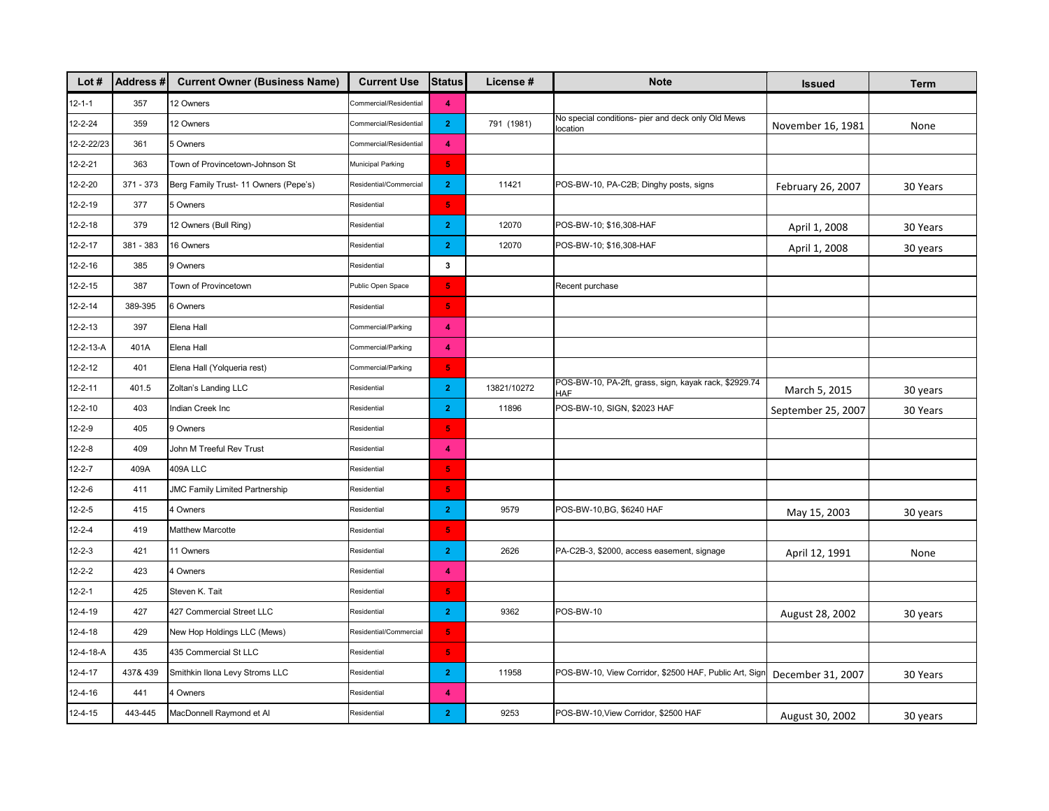| Lot # | Address # | Current Owner (Business Name) | Current Use | Status | License # | Note | Issued | Term |
|---|---|---|---|---|---|---|---|---|
| 12-1-1 | 357 | 12 Owners | Commercial/Residential | 4 | | | | |
| 12-2-24 | 359 | 12 Owners | Commercial/Residential | 2 | 791 (1981) | No special conditions- pier and deck only Old Mews location | November 16, 1981 | None |
| 12-2-22/23 | 361 | 5 Owners | Commercial/Residential | 4 | | | | |
| 12-2-21 | 363 | Town of Provincetown-Johnson St | Municipal Parking | 5 | | | | |
| 12-2-20 | 371 - 373 | Berg Family Trust- 11 Owners (Pepe's) | Residential/Commercial | 2 | 11421 | POS-BW-10, PA-C2B; Dinghy posts, signs | February 26, 2007 | 30 Years |
| 12-2-19 | 377 | 5 Owners | Residential | 5 | | | | |
| 12-2-18 | 379 | 12 Owners (Bull Ring) | Residential | 2 | 12070 | POS-BW-10; $16,308-HAF | April 1, 2008 | 30 Years |
| 12-2-17 | 381 - 383 | 16 Owners | Residential | 2 | 12070 | POS-BW-10; $16,308-HAF | April 1, 2008 | 30 years |
| 12-2-16 | 385 | 9 Owners | Residential | 3 | | | | |
| 12-2-15 | 387 | Town of Provincetown | Public Open Space | 5 | | Recent purchase | | |
| 12-2-14 | 389-395 | 6 Owners | Residential | 5 | | | | |
| 12-2-13 | 397 | Elena Hall | Commercial/Parking | 4 | | | | |
| 12-2-13-A | 401A | Elena Hall | Commercial/Parking | 4 | | | | |
| 12-2-12 | 401 | Elena Hall (Yolqueria rest) | Commercial/Parking | 5 | | | | |
| 12-2-11 | 401.5 | Zoltan's Landing LLC | Residential | 2 | 13821/10272 | POS-BW-10, PA-2ft, grass, sign, kayak rack, $2929.74 HAF | March 5, 2015 | 30 years |
| 12-2-10 | 403 | Indian Creek Inc | Residential | 2 | 11896 | POS-BW-10, SIGN, $2023 HAF | September 25, 2007 | 30 Years |
| 12-2-9 | 405 | 9 Owners | Residential | 5 | | | | |
| 12-2-8 | 409 | John M Treeful Rev Trust | Residential | 4 | | | | |
| 12-2-7 | 409A | 409A LLC | Residential | 5 | | | | |
| 12-2-6 | 411 | JMC Family Limited Partnership | Residential | 5 | | | | |
| 12-2-5 | 415 | 4 Owners | Residential | 2 | 9579 | POS-BW-10,BG, $6240 HAF | May 15, 2003 | 30 years |
| 12-2-4 | 419 | Matthew Marcotte | Residential | 5 | | | | |
| 12-2-3 | 421 | 11 Owners | Residential | 2 | 2626 | PA-C2B-3, $2000, access easement, signage | April 12, 1991 | None |
| 12-2-2 | 423 | 4 Owners | Residential | 4 | | | | |
| 12-2-1 | 425 | Steven K. Tait | Residential | 5 | | | | |
| 12-4-19 | 427 | 427 Commercial Street LLC | Residential | 2 | 9362 | POS-BW-10 | August 28, 2002 | 30 years |
| 12-4-18 | 429 | New Hop Holdings LLC (Mews) | Residential/Commercial | 5 | | | | |
| 12-4-18-A | 435 | 435 Commercial St LLC | Residential | 5 | | | | |
| 12-4-17 | 437& 439 | Smithkin Ilona Levy Stroms LLC | Residential | 2 | 11958 | POS-BW-10, View Corridor, $2500 HAF, Public Art, Sign | December 31, 2007 | 30 Years |
| 12-4-16 | 441 | 4 Owners | Residential | 4 | | | | |
| 12-4-15 | 443-445 | MacDonnell Raymond et Al | Residential | 2 | 9253 | POS-BW-10,View Corridor, $2500 HAF | August 30, 2002 | 30 years |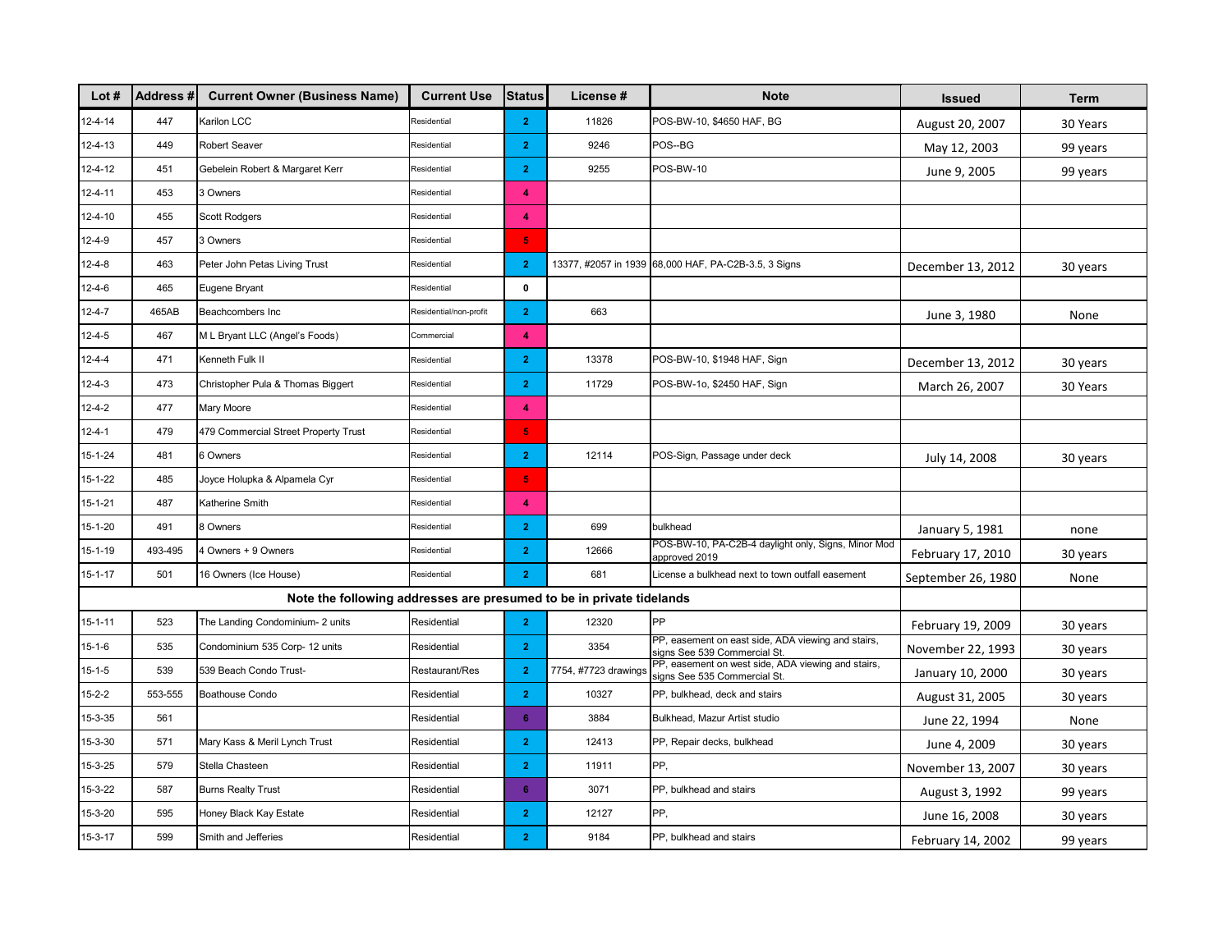| Lot # | Address # | Current Owner (Business Name) | Current Use | Status | License # | Note | Issued | Term |
|---|---|---|---|---|---|---|---|---|
| 12-4-14 | 447 | Karilon LCC | Residential | 2 | 11826 | POS-BW-10, $4650 HAF, BG | August 20, 2007 | 30 Years |
| 12-4-13 | 449 | Robert Seaver | Residential | 2 | 9246 | POS--BG | May 12, 2003 | 99 years |
| 12-4-12 | 451 | Gebelein Robert & Margaret Kerr | Residential | 2 | 9255 | POS-BW-10 | June 9, 2005 | 99 years |
| 12-4-11 | 453 | 3 Owners | Residential | 4 | | | | |
| 12-4-10 | 455 | Scott Rodgers | Residential | 4 | | | | |
| 12-4-9 | 457 | 3 Owners | Residential | 5 | | | | |
| 12-4-8 | 463 | Peter John Petas Living Trust | Residential | 2 | 13377, #2057 in 1939 | 68,000 HAF, PA-C2B-3.5, 3 Signs | December 13, 2012 | 30 years |
| 12-4-6 | 465 | Eugene Bryant | Residential | 0 | | | | |
| 12-4-7 | 465AB | Beachcombers Inc | Residential/non-profit | 2 | 663 | | June 3, 1980 | None |
| 12-4-5 | 467 | M L Bryant LLC (Angel's Foods) | Commercial | 4 | | | | |
| 12-4-4 | 471 | Kenneth Fulk II | Residential | 2 | 13378 | POS-BW-10, $1948 HAF, Sign | December 13, 2012 | 30 years |
| 12-4-3 | 473 | Christopher Pula & Thomas Biggert | Residential | 2 | 11729 | POS-BW-1o, $2450 HAF, Sign | March 26, 2007 | 30 Years |
| 12-4-2 | 477 | Mary Moore | Residential | 4 | | | | |
| 12-4-1 | 479 | 479 Commercial Street Property Trust | Residential | 5 | | | | |
| 15-1-24 | 481 | 6 Owners | Residential | 2 | 12114 | POS-Sign, Passage under deck | July 14, 2008 | 30 years |
| 15-1-22 | 485 | Joyce Holupka & Alpamela Cyr | Residential | 5 | | | | |
| 15-1-21 | 487 | Katherine Smith | Residential | 4 | | | | |
| 15-1-20 | 491 | 8 Owners | Residential | 2 | 699 | bulkhead | January 5, 1981 | none |
| 15-1-19 | 493-495 | 4 Owners + 9 Owners | Residential | 2 | 12666 | POS-BW-10, PA-C2B-4 daylight only, Signs, Minor Mod approved 2019 | February 17, 2010 | 30 years |
| 15-1-17 | 501 | 16 Owners (Ice House) | Residential | 2 | 681 | License a bulkhead next to town outfall easement | September 26, 1980 | None |
| **Note the following addresses are presumed to be in private tidelands** | | | | | | | | |
| 15-1-11 | 523 | The Landing Condominium- 2 units | Residential | 2 | 12320 | PP | February 19, 2009 | 30 years |
| 15-1-6 | 535 | Condominium 535 Corp- 12 units | Residential | 2 | 3354 | PP, easement on east side, ADA viewing and stairs, signs See 539 Commercial St. | November 22, 1993 | 30 years |
| 15-1-5 | 539 | 539 Beach Condo Trust- | Restaurant/Res | 2 | 7754, #7723 drawings | PP, easement on west side, ADA viewing and stairs, signs See 535 Commercial St. | January 10, 2000 | 30 years |
| 15-2-2 | 553-555 | Boathouse Condo | Residential | 2 | 10327 | PP, bulkhead, deck and stairs | August 31, 2005 | 30 years |
| 15-3-35 | 561 | | Residential | 6 | 3884 | Bulkhead, Mazur Artist studio | June 22, 1994 | None |
| 15-3-30 | 571 | Mary Kass & Meril Lynch Trust | Residential | 2 | 12413 | PP, Repair decks, bulkhead | June 4, 2009 | 30 years |
| 15-3-25 | 579 | Stella Chasteen | Residential | 2 | 11911 | PP, | November 13, 2007 | 30 years |
| 15-3-22 | 587 | Burns Realty Trust | Residential | 6 | 3071 | PP, bulkhead and stairs | August 3, 1992 | 99 years |
| 15-3-20 | 595 | Honey Black Kay Estate | Residential | 2 | 12127 | PP, | June 16, 2008 | 30 years |
| 15-3-17 | 599 | Smith and Jefferies | Residential | 2 | 9184 | PP, bulkhead and stairs | February 14, 2002 | 99 years |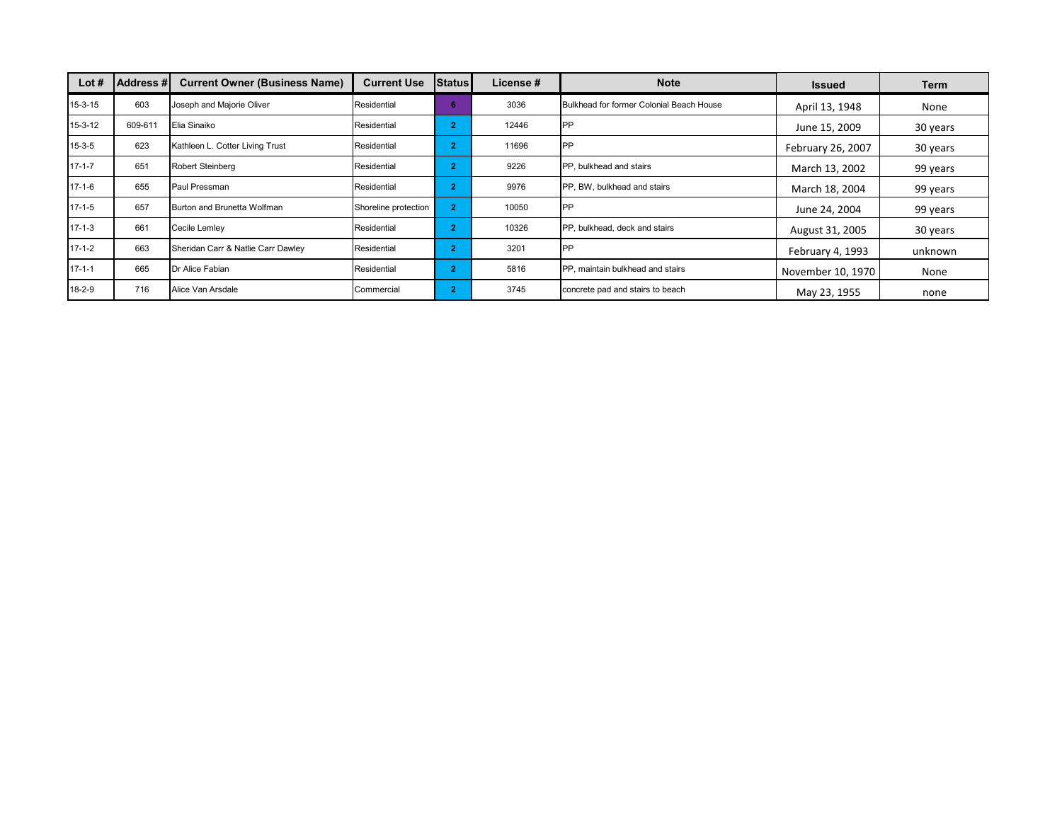| Lot # | Address # | Current Owner (Business Name) | Current Use | Status | License # | Note | Issued | Term |
|---|---|---|---|---|---|---|---|---|
| 15-3-15 | 603 | Joseph and Majorie Oliver | Residential | 6 | 3036 | Bulkhead for former Colonial Beach House | April 13, 1948 | None |
| 15-3-12 | 609-611 | Elia Sinaiko | Residential | 2 | 12446 | PP | June 15, 2009 | 30 years |
| 15-3-5 | 623 | Kathleen L. Cotter Living Trust | Residential | 2 | 11696 | PP | February 26, 2007 | 30 years |
| 17-1-7 | 651 | Robert Steinberg | Residential | 2 | 9226 | PP, bulkhead and stairs | March 13, 2002 | 99 years |
| 17-1-6 | 655 | Paul Pressman | Residential | 2 | 9976 | PP, BW, bulkhead and stairs | March 18, 2004 | 99 years |
| 17-1-5 | 657 | Burton and Brunetta Wolfman | Shoreline protection | 2 | 10050 | PP | June 24, 2004 | 99 years |
| 17-1-3 | 661 | Cecile Lemley | Residential | 2 | 10326 | PP, bulkhead, deck and stairs | August 31, 2005 | 30 years |
| 17-1-2 | 663 | Sheridan Carr & Natlie Carr Dawley | Residential | 2 | 3201 | PP | February 4, 1993 | unknown |
| 17-1-1 | 665 | Dr Alice Fabian | Residential | 2 | 5816 | PP, maintain bulkhead and stairs | November 10, 1970 | None |
| 18-2-9 | 716 | Alice Van Arsdale | Commercial | 2 | 3745 | concrete pad and stairs to beach | May 23, 1955 | none |